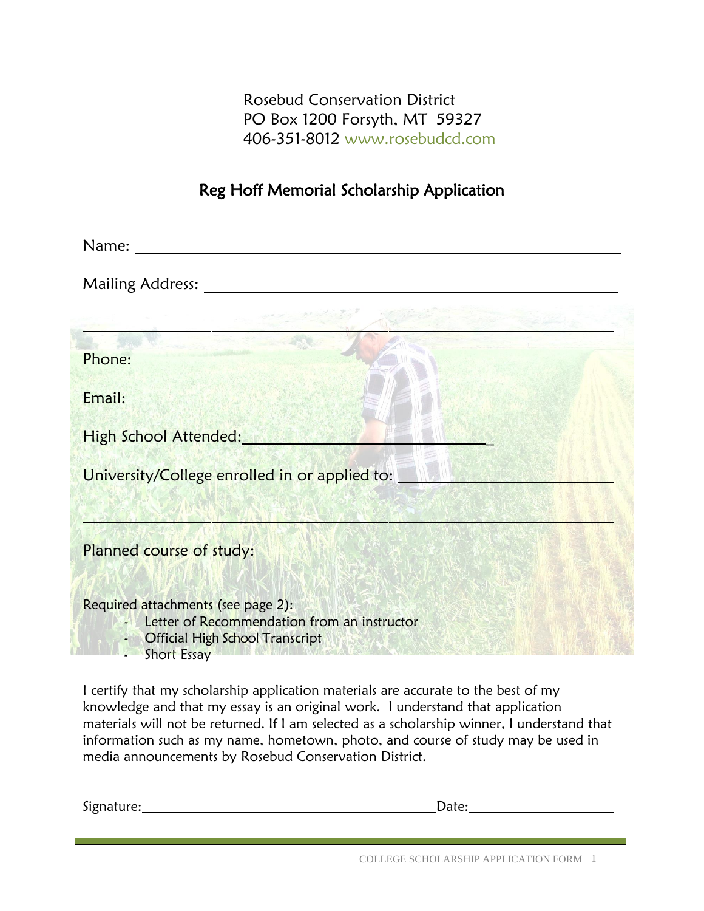Rosebud Conservation District
PO Box 1200 Forsyth, MT 59327
406-351-8012 www.rosebudcd.com

## Reg Hoff Memorial Scholarship Application

Name: ______________________________________________

Mailing Address: ______________________________________

______________________________________________________

Phone: ______________________________________________

Email: ______________________________________________

High School Attended: ______________________________

University/College enrolled in or applied to: ____________

______________________________________________________

Planned course of study:

______________________________________________

Required attachments (see page 2):

- Letter of Recommendation from an instructor
- Official High School Transcript
- Short Essay

I certify that my scholarship application materials are accurate to the best of my knowledge and that my essay is an original work. I understand that application materials will not be returned. If I am selected as a scholarship winner, I understand that information such as my name, hometown, photo, and course of study may be used in media announcements by Rosebud Conservation District.

Signature: ______________________________ Date: ______________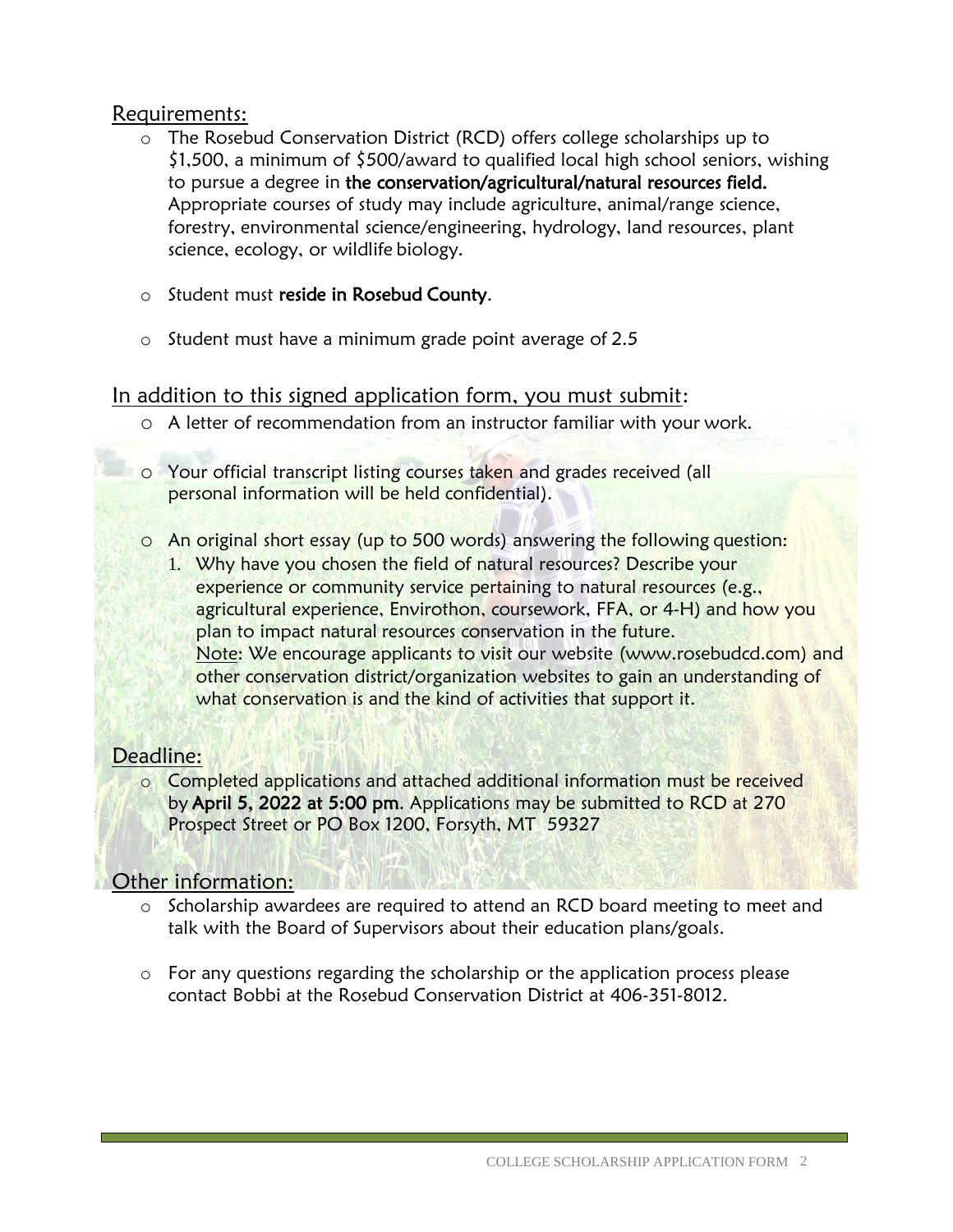## Requirements:

- The Rosebud Conservation District (RCD) offers college scholarships up to $1,500, a minimum of $500/award to qualified local high school seniors, wishing to pursue a degree in **the conservation/agricultural/natural resources field.** Appropriate courses of study may include agriculture, animal/range science, forestry, environmental science/engineering, hydrology, land resources, plant science, ecology, or wildlife biology.
- Student must **reside in Rosebud County**.
- Student must have a minimum grade point average of 2.5

## In addition to this signed application form, you must submit:

- A letter of recommendation from an instructor familiar with your work.
- Your official transcript listing courses taken and grades received (all personal information will be held confidential).
- An original short essay (up to 500 words) answering the following question:
  1. Why have you chosen the field of natural resources? Describe your experience or community service pertaining to natural resources (e.g., agricultural experience, Envirothon, coursework, FFA, or 4-H) and how you plan to impact natural resources conservation in the future.
     Note: We encourage applicants to visit our website (www.rosebudcd.com) and other conservation district/organization websites to gain an understanding of what conservation is and the kind of activities that support it.

## Deadline:

- Completed applications and attached additional information must be received by **April 5, 2022 at 5:00 pm**. Applications may be submitted to RCD at 270 Prospect Street or PO Box 1200, Forsyth, MT 59327

## Other information:

- Scholarship awardees are required to attend an RCD board meeting to meet and talk with the Board of Supervisors about their education plans/goals.
- For any questions regarding the scholarship or the application process please contact Bobbi at the Rosebud Conservation District at 406-351-8012.